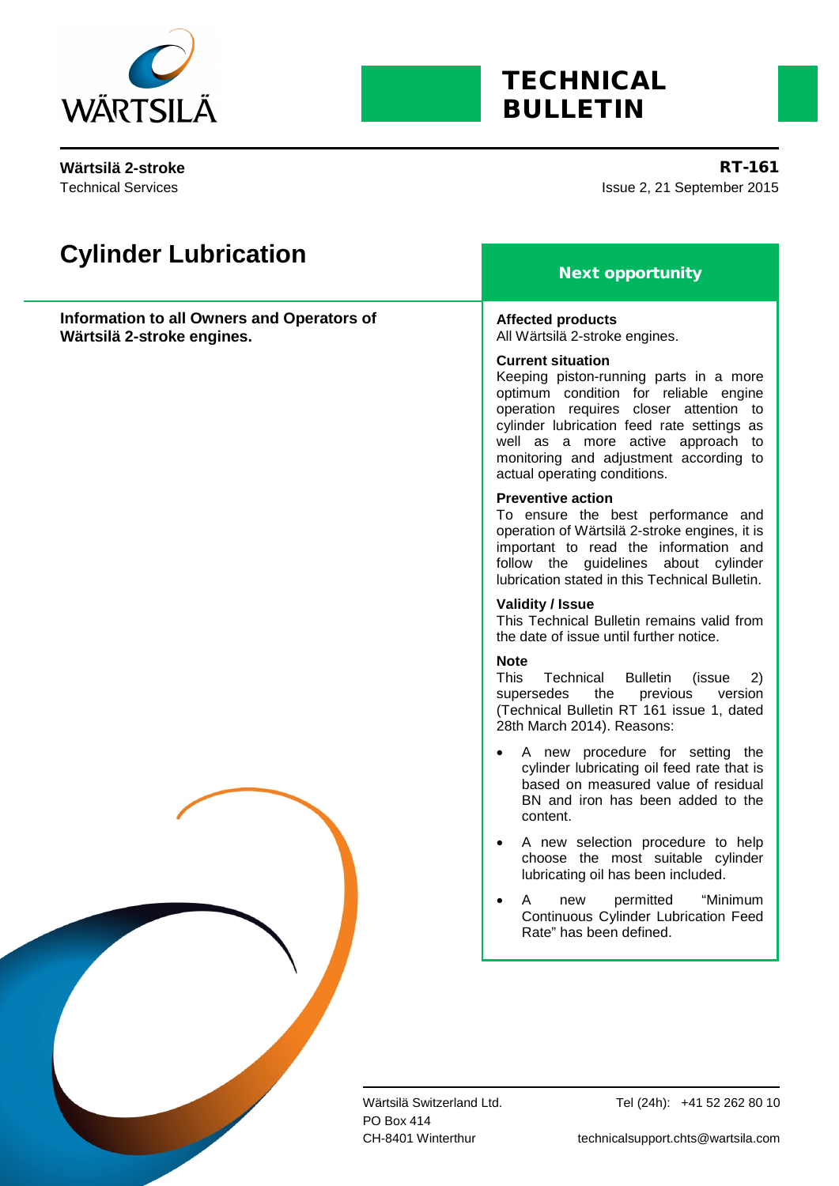TECHNICAL BULLETIN

**Wärtsilä 2-stroke**
Technical Services

**RT-161**
Issue 2, 21 September 2015

# Cylinder Lubrication

**Information to all Owners and Operators of Wärtsilä 2-stroke engines.**

## Next opportunity

**Affected products**
All Wärtsilä 2-stroke engines.

**Current situation**
Keeping piston-running parts in a more optimum condition for reliable engine operation requires closer attention to cylinder lubrication feed rate settings as well as a more active approach to monitoring and adjustment according to actual operating conditions.

**Preventive action**
To ensure the best performance and operation of Wärtsilä 2-stroke engines, it is important to read the information and follow the guidelines about cylinder lubrication stated in this Technical Bulletin.

**Validity / Issue**
This Technical Bulletin remains valid from the date of issue until further notice.

**Note**
This Technical Bulletin (issue 2) supersedes the previous version (Technical Bulletin RT 161 issue 1, dated 28th March 2014). Reasons:

- A new procedure for setting the cylinder lubricating oil feed rate that is based on measured value of residual BN and iron has been added to the content.
- A new selection procedure to help choose the most suitable cylinder lubricating oil has been included.
- A new permitted "Minimum Continuous Cylinder Lubrication Feed Rate" has been defined.

Wärtsilä Switzerland Ltd.
PO Box 414
CH-8401 Winterthur

Tel (24h): +41 52 262 80 10
technicalsupport.chts@wartsila.com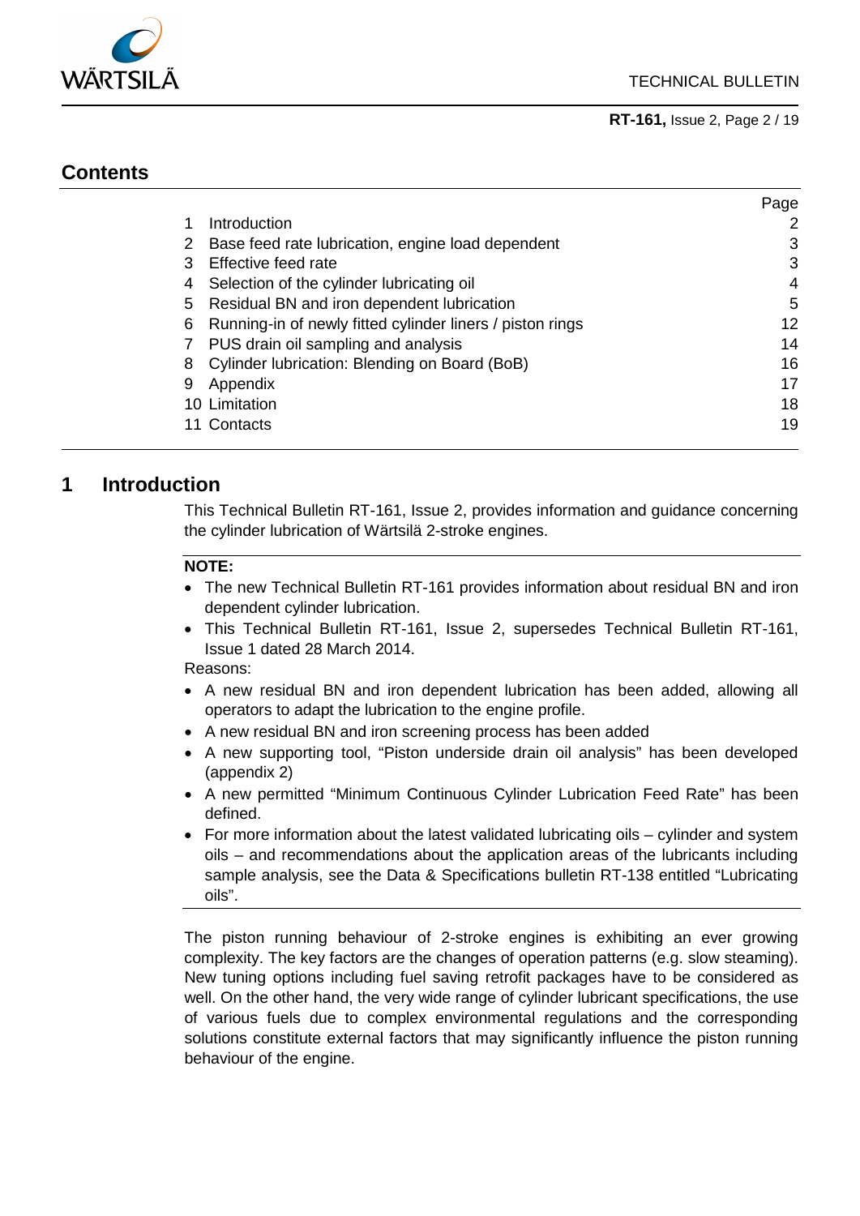## Contents

| | | Page |
|---|---|---|
| 1 | Introduction | 2 |
| 2 | Base feed rate lubrication, engine load dependent | 3 |
| 3 | Effective feed rate | 3 |
| 4 | Selection of the cylinder lubricating oil | 4 |
| 5 | Residual BN and iron dependent lubrication | 5 |
| 6 | Running-in of newly fitted cylinder liners / piston rings | 12 |
| 7 | PUS drain oil sampling and analysis | 14 |
| 8 | Cylinder lubrication: Blending on Board (BoB) | 16 |
| 9 | Appendix | 17 |
| 10 | Limitation | 18 |
| 11 | Contacts | 19 |

## 1 Introduction

This Technical Bulletin RT-161, Issue 2, provides information and guidance concerning the cylinder lubrication of Wärtsilä 2-stroke engines.

**NOTE:**

- The new Technical Bulletin RT-161 provides information about residual BN and iron dependent cylinder lubrication.
- This Technical Bulletin RT-161, Issue 2, supersedes Technical Bulletin RT-161, Issue 1 dated 28 March 2014.

Reasons:

- A new residual BN and iron dependent lubrication has been added, allowing all operators to adapt the lubrication to the engine profile.
- A new residual BN and iron screening process has been added
- A new supporting tool, "Piston underside drain oil analysis" has been developed (appendix 2)
- A new permitted "Minimum Continuous Cylinder Lubrication Feed Rate" has been defined.
- For more information about the latest validated lubricating oils – cylinder and system oils – and recommendations about the application areas of the lubricants including sample analysis, see the Data & Specifications bulletin RT-138 entitled "Lubricating oils".

The piston running behaviour of 2-stroke engines is exhibiting an ever growing complexity. The key factors are the changes of operation patterns (e.g. slow steaming). New tuning options including fuel saving retrofit packages have to be considered as well. On the other hand, the very wide range of cylinder lubricant specifications, the use of various fuels due to complex environmental regulations and the corresponding solutions constitute external factors that may significantly influence the piston running behaviour of the engine.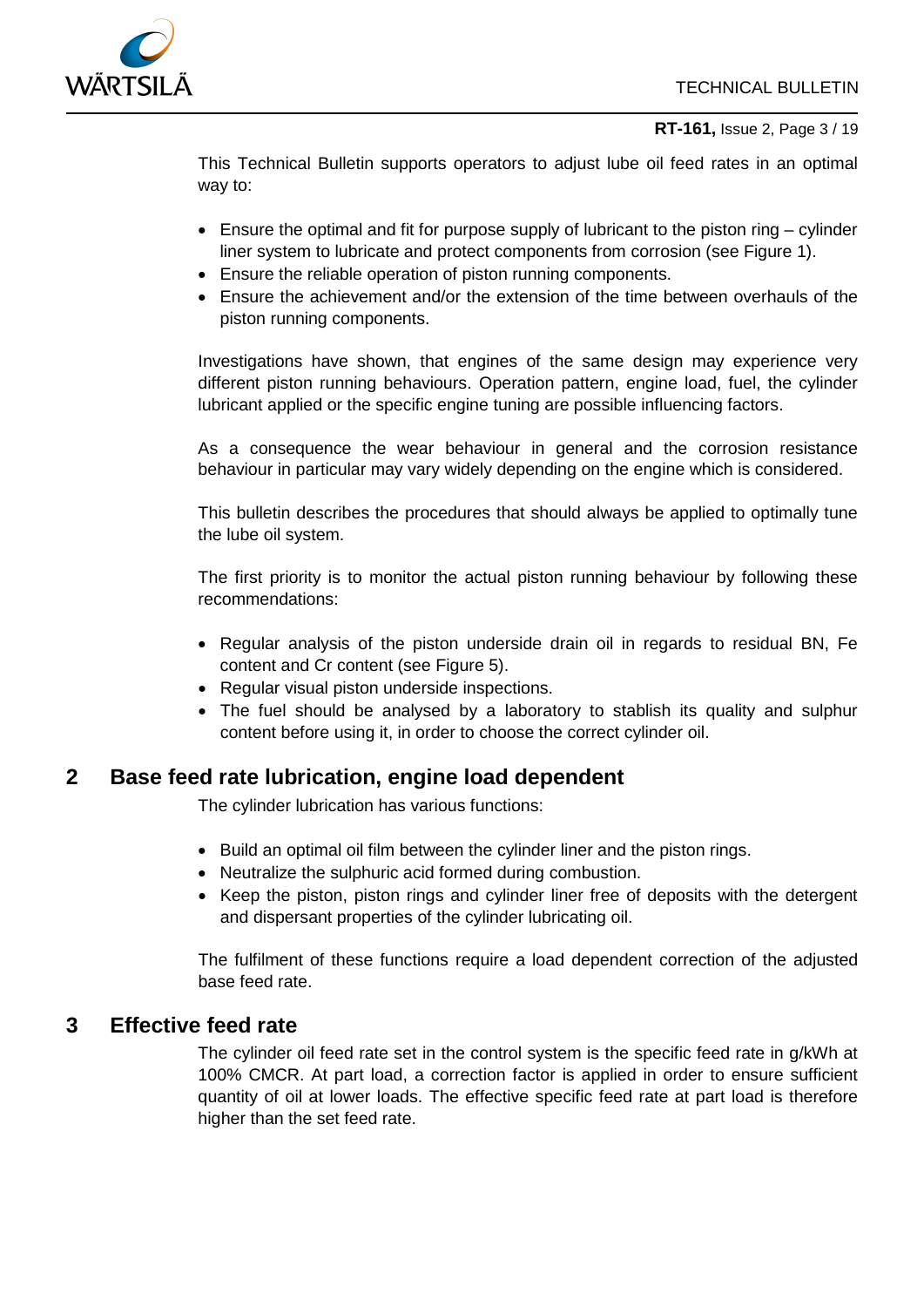This Technical Bulletin supports operators to adjust lube oil feed rates in an optimal way to:

- Ensure the optimal and fit for purpose supply of lubricant to the piston ring – cylinder liner system to lubricate and protect components from corrosion (see Figure 1).
- Ensure the reliable operation of piston running components.
- Ensure the achievement and/or the extension of the time between overhauls of the piston running components.

Investigations have shown, that engines of the same design may experience very different piston running behaviours. Operation pattern, engine load, fuel, the cylinder lubricant applied or the specific engine tuning are possible influencing factors.

As a consequence the wear behaviour in general and the corrosion resistance behaviour in particular may vary widely depending on the engine which is considered.

This bulletin describes the procedures that should always be applied to optimally tune the lube oil system.

The first priority is to monitor the actual piston running behaviour by following these recommendations:

- Regular analysis of the piston underside drain oil in regards to residual BN, Fe content and Cr content (see Figure 5).
- Regular visual piston underside inspections.
- The fuel should be analysed by a laboratory to stablish its quality and sulphur content before using it, in order to choose the correct cylinder oil.

## 2 Base feed rate lubrication, engine load dependent

The cylinder lubrication has various functions:

- Build an optimal oil film between the cylinder liner and the piston rings.
- Neutralize the sulphuric acid formed during combustion.
- Keep the piston, piston rings and cylinder liner free of deposits with the detergent and dispersant properties of the cylinder lubricating oil.

The fulfilment of these functions require a load dependent correction of the adjusted base feed rate.

## 3 Effective feed rate

The cylinder oil feed rate set in the control system is the specific feed rate in g/kWh at 100% CMCR. At part load, a correction factor is applied in order to ensure sufficient quantity of oil at lower loads. The effective specific feed rate at part load is therefore higher than the set feed rate.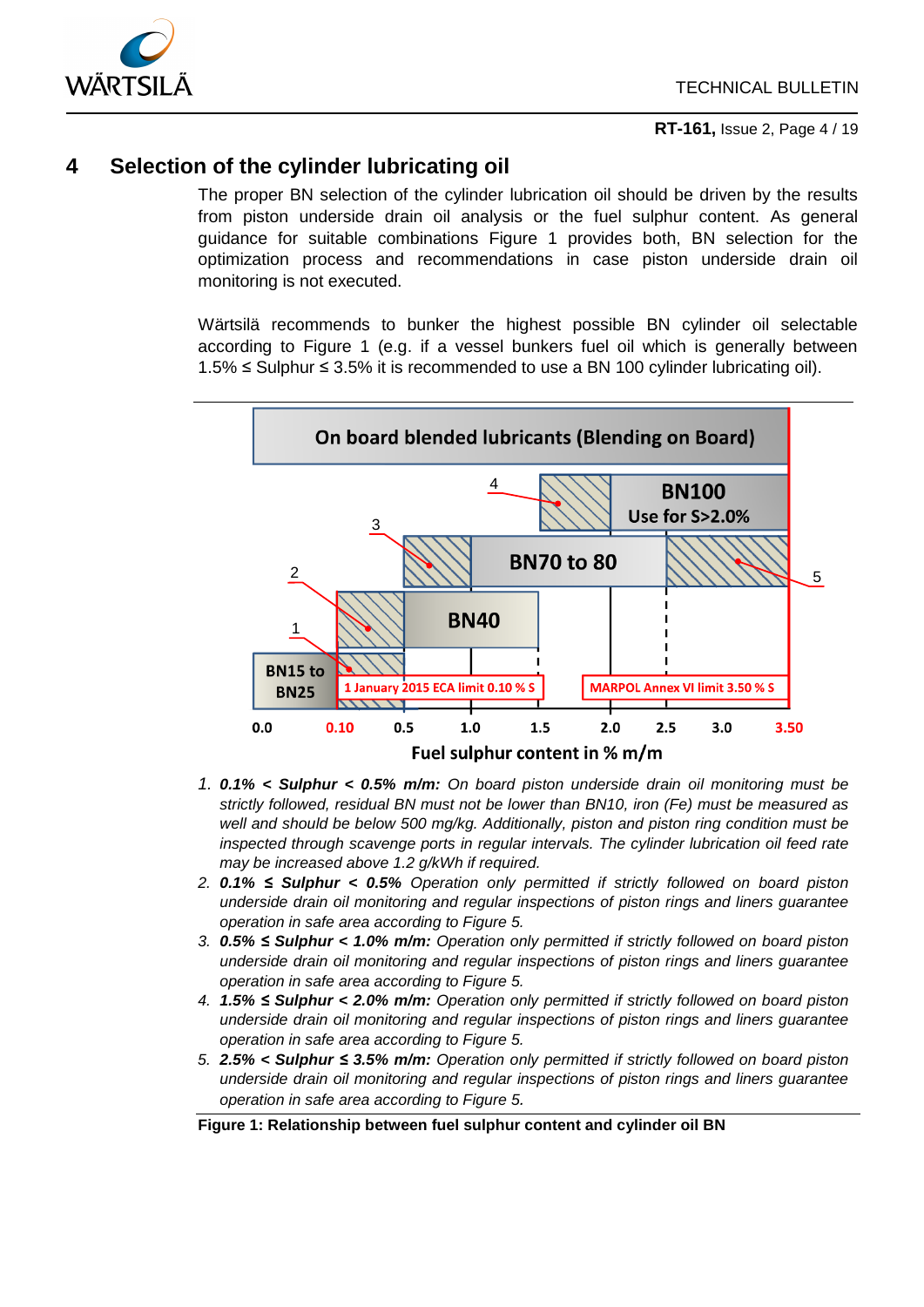## 4 Selection of the cylinder lubricating oil

The proper BN selection of the cylinder lubrication oil should be driven by the results from piston underside drain oil analysis or the fuel sulphur content. As general guidance for suitable combinations Figure 1 provides both, BN selection for the optimization process and recommendations in case piston underside drain oil monitoring is not executed.

Wärtsilä recommends to bunker the highest possible BN cylinder oil selectable according to Figure 1 (e.g. if a vessel bunkers fuel oil which is generally between 1.5% ≤ Sulphur ≤ 3.5% it is recommended to use a BN 100 cylinder lubricating oil).

1. ***0.1% < Sulphur < 0.5% m/m:*** *On board piston underside drain oil monitoring must be strictly followed, residual BN must not be lower than BN10, iron (Fe) must be measured as well and should be below 500 mg/kg. Additionally, piston and piston ring condition must be inspected through scavenge ports in regular intervals. The cylinder lubrication oil feed rate may be increased above 1.2 g/kWh if required.*
2. ***0.1% ≤ Sulphur < 0.5%*** *Operation only permitted if strictly followed on board piston underside drain oil monitoring and regular inspections of piston rings and liners guarantee operation in safe area according to Figure 5.*
3. ***0.5% ≤ Sulphur < 1.0% m/m:*** *Operation only permitted if strictly followed on board piston underside drain oil monitoring and regular inspections of piston rings and liners guarantee operation in safe area according to Figure 5.*
4. ***1.5% ≤ Sulphur < 2.0% m/m:*** *Operation only permitted if strictly followed on board piston underside drain oil monitoring and regular inspections of piston rings and liners guarantee operation in safe area according to Figure 5.*
5. ***2.5% < Sulphur ≤ 3.5% m/m:*** *Operation only permitted if strictly followed on board piston underside drain oil monitoring and regular inspections of piston rings and liners guarantee operation in safe area according to Figure 5.*

**Figure 1: Relationship between fuel sulphur content and cylinder oil BN**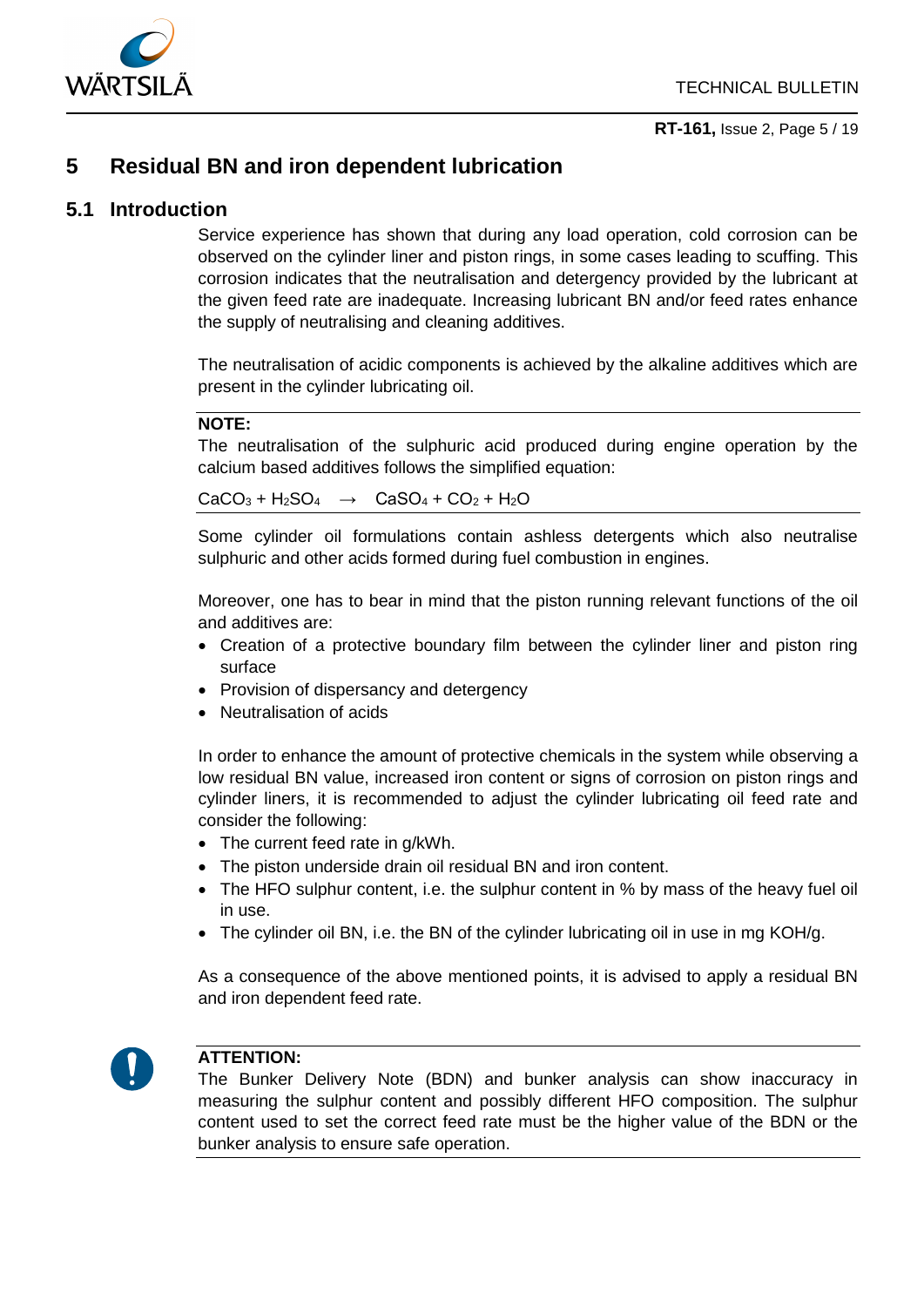# 5 Residual BN and iron dependent lubrication

## 5.1 Introduction

Service experience has shown that during any load operation, cold corrosion can be observed on the cylinder liner and piston rings, in some cases leading to scuffing. This corrosion indicates that the neutralisation and detergency provided by the lubricant at the given feed rate are inadequate. Increasing lubricant BN and/or feed rates enhance the supply of neutralising and cleaning additives.

The neutralisation of acidic components is achieved by the alkaline additives which are present in the cylinder lubricating oil.

**NOTE:**
The neutralisation of the sulphuric acid produced during engine operation by the calcium based additives follows the simplified equation:

$CaCO_3 + H_2SO_4 \rightarrow CaSO_4 + CO_2 + H_2O$

Some cylinder oil formulations contain ashless detergents which also neutralise sulphuric and other acids formed during fuel combustion in engines.

Moreover, one has to bear in mind that the piston running relevant functions of the oil and additives are:

- Creation of a protective boundary film between the cylinder liner and piston ring surface
- Provision of dispersancy and detergency
- Neutralisation of acids

In order to enhance the amount of protective chemicals in the system while observing a low residual BN value, increased iron content or signs of corrosion on piston rings and cylinder liners, it is recommended to adjust the cylinder lubricating oil feed rate and consider the following:

- The current feed rate in g/kWh.
- The piston underside drain oil residual BN and iron content.
- The HFO sulphur content, i.e. the sulphur content in % by mass of the heavy fuel oil in use.
- The cylinder oil BN, i.e. the BN of the cylinder lubricating oil in use in mg KOH/g.

As a consequence of the above mentioned points, it is advised to apply a residual BN and iron dependent feed rate.

**ATTENTION:**
The Bunker Delivery Note (BDN) and bunker analysis can show inaccuracy in measuring the sulphur content and possibly different HFO composition. The sulphur content used to set the correct feed rate must be the higher value of the BDN or the bunker analysis to ensure safe operation.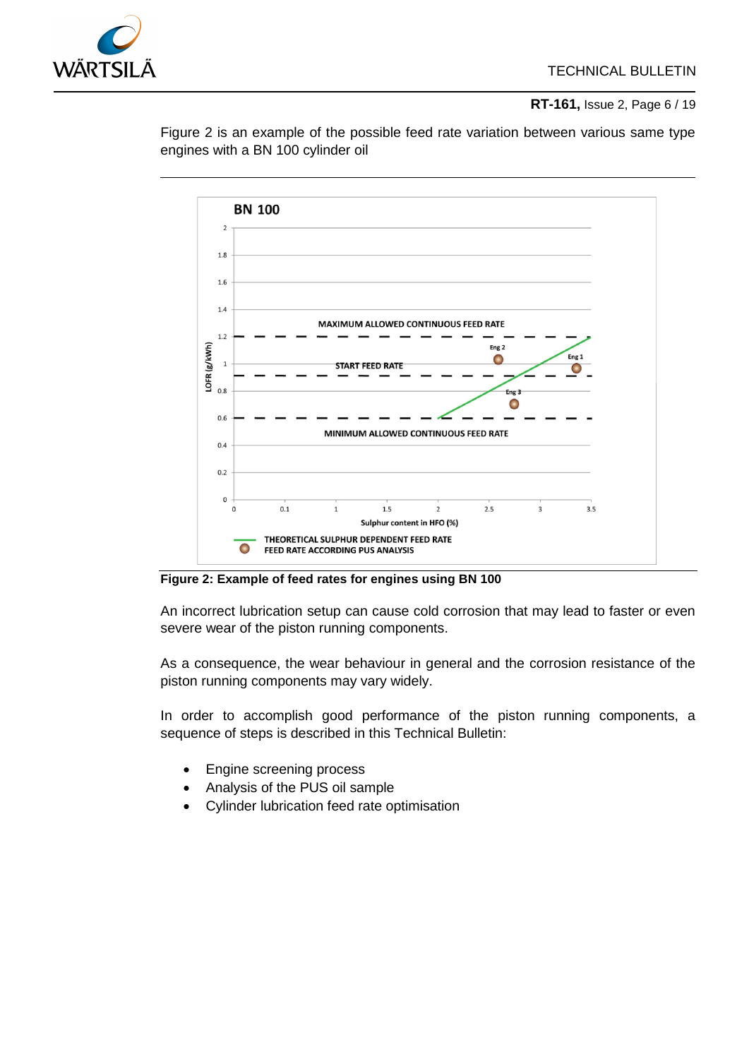Figure 2 is an example of the possible feed rate variation between various same type engines with a BN 100 cylinder oil

**Figure 2: Example of feed rates for engines using BN 100**

An incorrect lubrication setup can cause cold corrosion that may lead to faster or even severe wear of the piston running components.

As a consequence, the wear behaviour in general and the corrosion resistance of the piston running components may vary widely.

In order to accomplish good performance of the piston running components, a sequence of steps is described in this Technical Bulletin:

- Engine screening process
- Analysis of the PUS oil sample
- Cylinder lubrication feed rate optimisation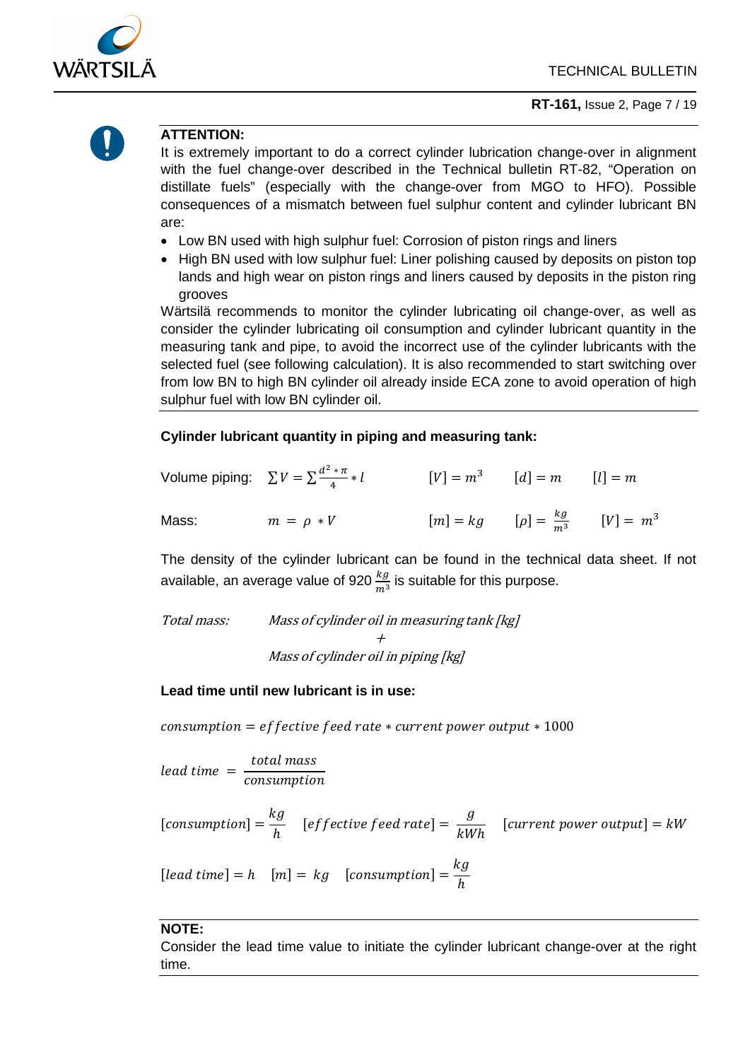**ATTENTION:**

It is extremely important to do a correct cylinder lubrication change-over in alignment with the fuel change-over described in the Technical bulletin RT-82, “Operation on distillate fuels” (especially with the change-over from MGO to HFO). Possible consequences of a mismatch between fuel sulphur content and cylinder lubricant BN are:

- Low BN used with high sulphur fuel: Corrosion of piston rings and liners
- High BN used with low sulphur fuel: Liner polishing caused by deposits on piston top lands and high wear on piston rings and liners caused by deposits in the piston ring grooves

Wärtsilä recommends to monitor the cylinder lubricating oil change-over, as well as consider the cylinder lubricating oil consumption and cylinder lubricant quantity in the measuring tank and pipe, to avoid the incorrect use of the cylinder lubricants with the selected fuel (see following calculation). It is also recommended to start switching over from low BN to high BN cylinder oil already inside ECA zone to avoid operation of high sulphur fuel with low BN cylinder oil.

**Cylinder lubricant quantity in piping and measuring tank:**

Volume piping: $\sum V = \sum \frac{d^2 * \pi}{4} * l$ $\quad [V] = m^3 \quad [d] = m \quad [l] = m$

Mass: $m = \rho * V$ $\quad [m] = kg \quad [\rho] = \frac{kg}{m^3} \quad [V] = m^3$

The density of the cylinder lubricant can be found in the technical data sheet. If not available, an average value of 920 $\frac{kg}{m^3}$ is suitable for this purpose.

*Total mass:* *Mass of cylinder oil in measuring tank [kg]*
*+*
*Mass of cylinder oil in piping [kg]*

**Lead time until new lubricant is in use:**

$$consumption = effective\ feed\ rate * current\ power\ output * 1000$$

$$lead\ time\ = \frac{total\ mass}{consumption}$$

$$[consumption] = \frac{kg}{h} \quad [effective\ feed\ rate] = \frac{g}{kWh} \quad [current\ power\ output] = kW$$

$$[lead\ time] = h \quad [m] = kg \quad [consumption] = \frac{kg}{h}$$

**NOTE:**

Consider the lead time value to initiate the cylinder lubricant change-over at the right time.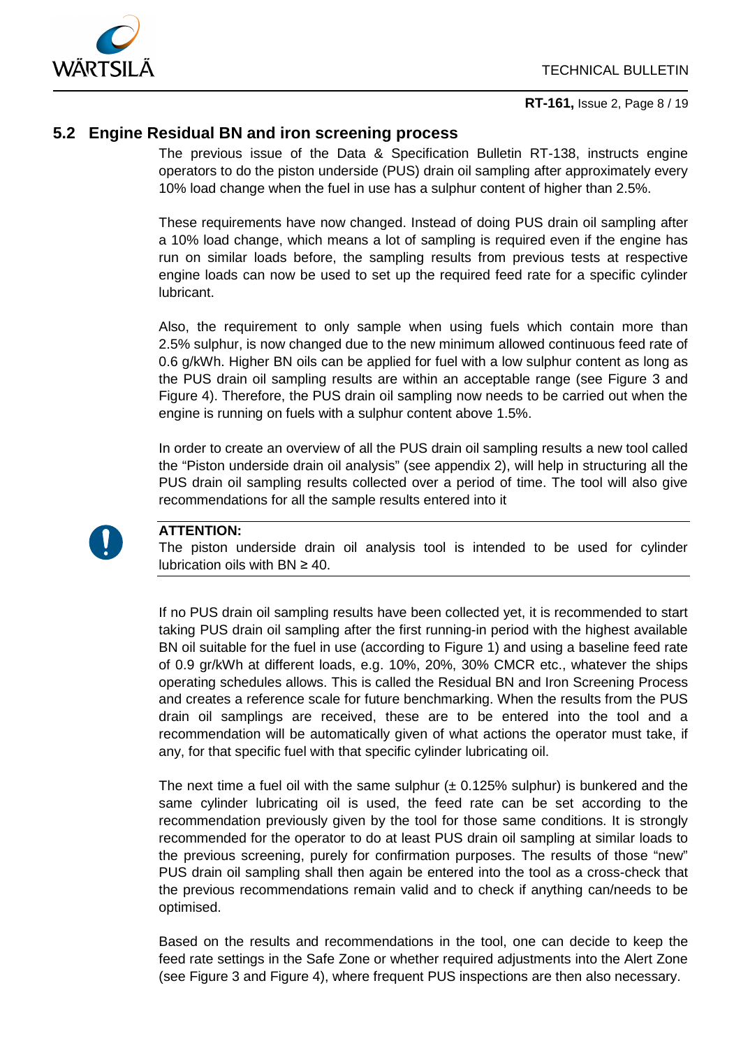## 5.2 Engine Residual BN and iron screening process

The previous issue of the Data & Specification Bulletin RT-138, instructs engine operators to do the piston underside (PUS) drain oil sampling after approximately every 10% load change when the fuel in use has a sulphur content of higher than 2.5%.

These requirements have now changed. Instead of doing PUS drain oil sampling after a 10% load change, which means a lot of sampling is required even if the engine has run on similar loads before, the sampling results from previous tests at respective engine loads can now be used to set up the required feed rate for a specific cylinder lubricant.

Also, the requirement to only sample when using fuels which contain more than 2.5% sulphur, is now changed due to the new minimum allowed continuous feed rate of 0.6 g/kWh. Higher BN oils can be applied for fuel with a low sulphur content as long as the PUS drain oil sampling results are within an acceptable range (see Figure 3 and Figure 4). Therefore, the PUS drain oil sampling now needs to be carried out when the engine is running on fuels with a sulphur content above 1.5%.

In order to create an overview of all the PUS drain oil sampling results a new tool called the "Piston underside drain oil analysis" (see appendix 2), will help in structuring all the PUS drain oil sampling results collected over a period of time. The tool will also give recommendations for all the sample results entered into it

> **ATTENTION:**
> The piston underside drain oil analysis tool is intended to be used for cylinder lubrication oils with BN ≥ 40.

If no PUS drain oil sampling results have been collected yet, it is recommended to start taking PUS drain oil sampling after the first running-in period with the highest available BN oil suitable for the fuel in use (according to Figure 1) and using a baseline feed rate of 0.9 gr/kWh at different loads, e.g. 10%, 20%, 30% CMCR etc., whatever the ships operating schedules allows. This is called the Residual BN and Iron Screening Process and creates a reference scale for future benchmarking. When the results from the PUS drain oil samplings are received, these are to be entered into the tool and a recommendation will be automatically given of what actions the operator must take, if any, for that specific fuel with that specific cylinder lubricating oil.

The next time a fuel oil with the same sulphur (± 0.125% sulphur) is bunkered and the same cylinder lubricating oil is used, the feed rate can be set according to the recommendation previously given by the tool for those same conditions. It is strongly recommended for the operator to do at least PUS drain oil sampling at similar loads to the previous screening, purely for confirmation purposes. The results of those "new" PUS drain oil sampling shall then again be entered into the tool as a cross-check that the previous recommendations remain valid and to check if anything can/needs to be optimised.

Based on the results and recommendations in the tool, one can decide to keep the feed rate settings in the Safe Zone or whether required adjustments into the Alert Zone (see Figure 3 and Figure 4), where frequent PUS inspections are then also necessary.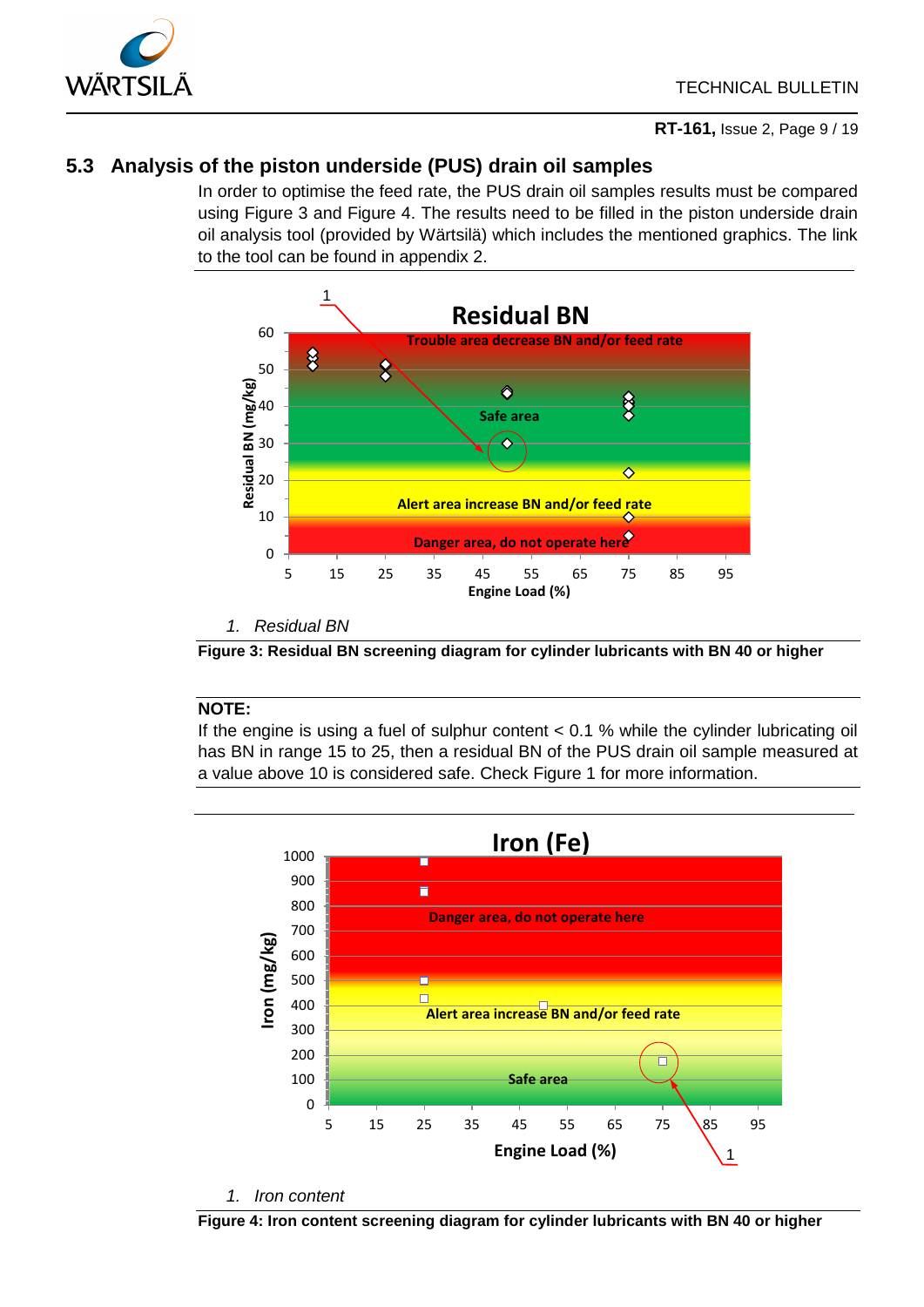## 5.3 Analysis of the piston underside (PUS) drain oil samples

In order to optimise the feed rate, the PUS drain oil samples results must be compared using Figure 3 and Figure 4. The results need to be filled in the piston underside drain oil analysis tool (provided by Wärtsilä) which includes the mentioned graphics. The link to the tool can be found in appendix 2.

1. *Residual BN*

**Figure 3: Residual BN screening diagram for cylinder lubricants with BN 40 or higher**

**NOTE:**
If the engine is using a fuel of sulphur content < 0.1 % while the cylinder lubricating oil has BN in range 15 to 25, then a residual BN of the PUS drain oil sample measured at a value above 10 is considered safe. Check Figure 1 for more information.

1. *Iron content*

**Figure 4: Iron content screening diagram for cylinder lubricants with BN 40 or higher**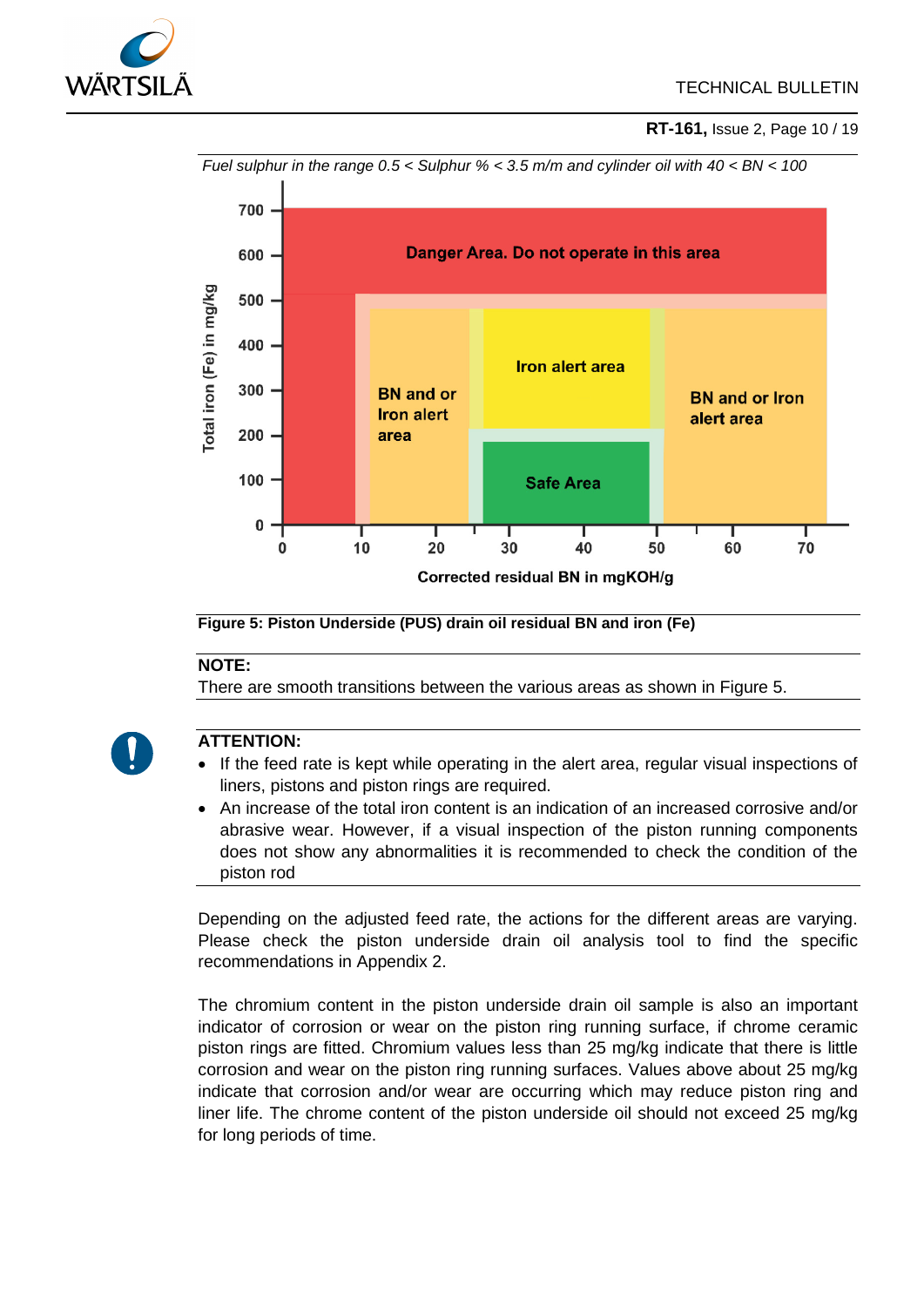*Fuel sulphur in the range 0.5 < Sulphur % < 3.5 m/m and cylinder oil with 40 < BN < 100*

Danger Area. Do not operate in this area

BN and or Iron alert area

Iron alert area

BN and or Iron alert area

Safe Area

Total iron (Fe) in mg/kg

Corrected residual BN in mgKOH/g

**Figure 5: Piston Underside (PUS) drain oil residual BN and iron (Fe)**

**NOTE:**

There are smooth transitions between the various areas as shown in Figure 5.

**ATTENTION:**

- If the feed rate is kept while operating in the alert area, regular visual inspections of liners, pistons and piston rings are required.
- An increase of the total iron content is an indication of an increased corrosive and/or abrasive wear. However, if a visual inspection of the piston running components does not show any abnormalities it is recommended to check the condition of the piston rod

Depending on the adjusted feed rate, the actions for the different areas are varying. Please check the piston underside drain oil analysis tool to find the specific recommendations in Appendix 2.

The chromium content in the piston underside drain oil sample is also an important indicator of corrosion or wear on the piston ring running surface, if chrome ceramic piston rings are fitted. Chromium values less than 25 mg/kg indicate that there is little corrosion and wear on the piston ring running surfaces. Values above about 25 mg/kg indicate that corrosion and/or wear are occurring which may reduce piston ring and liner life. The chrome content of the piston underside oil should not exceed 25 mg/kg for long periods of time.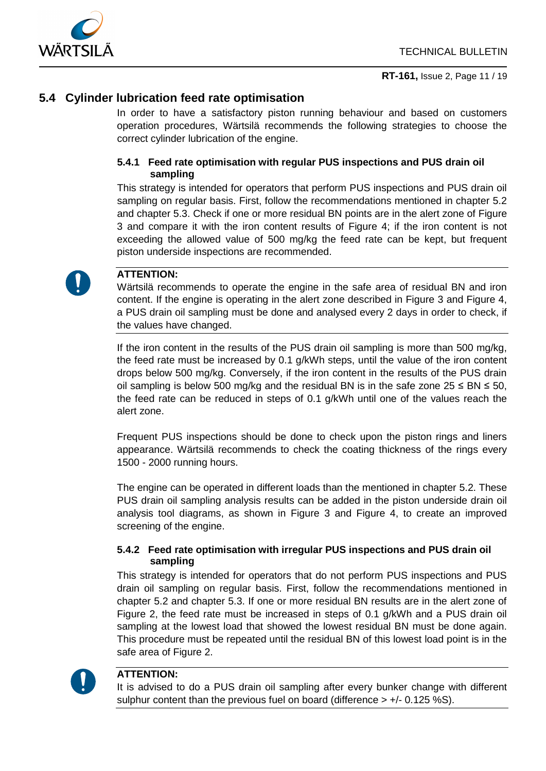## 5.4 Cylinder lubrication feed rate optimisation

In order to have a satisfactory piston running behaviour and based on customers operation procedures, Wärtsilä recommends the following strategies to choose the correct cylinder lubrication of the engine.

### 5.4.1 Feed rate optimisation with regular PUS inspections and PUS drain oil sampling

This strategy is intended for operators that perform PUS inspections and PUS drain oil sampling on regular basis. First, follow the recommendations mentioned in chapter 5.2 and chapter 5.3. Check if one or more residual BN points are in the alert zone of Figure 3 and compare it with the iron content results of Figure 4; if the iron content is not exceeding the allowed value of 500 mg/kg the feed rate can be kept, but frequent piston underside inspections are recommended.

**ATTENTION:**
Wärtsilä recommends to operate the engine in the safe area of residual BN and iron content. If the engine is operating in the alert zone described in Figure 3 and Figure 4, a PUS drain oil sampling must be done and analysed every 2 days in order to check, if the values have changed.

If the iron content in the results of the PUS drain oil sampling is more than 500 mg/kg, the feed rate must be increased by 0.1 g/kWh steps, until the value of the iron content drops below 500 mg/kg. Conversely, if the iron content in the results of the PUS drain oil sampling is below 500 mg/kg and the residual BN is in the safe zone $25 \leq BN \leq 50$, the feed rate can be reduced in steps of 0.1 g/kWh until one of the values reach the alert zone.

Frequent PUS inspections should be done to check upon the piston rings and liners appearance. Wärtsilä recommends to check the coating thickness of the rings every 1500 - 2000 running hours.

The engine can be operated in different loads than the mentioned in chapter 5.2. These PUS drain oil sampling analysis results can be added in the piston underside drain oil analysis tool diagrams, as shown in Figure 3 and Figure 4, to create an improved screening of the engine.

### 5.4.2 Feed rate optimisation with irregular PUS inspections and PUS drain oil sampling

This strategy is intended for operators that do not perform PUS inspections and PUS drain oil sampling on regular basis. First, follow the recommendations mentioned in chapter 5.2 and chapter 5.3. If one or more residual BN results are in the alert zone of Figure 2, the feed rate must be increased in steps of 0.1 g/kWh and a PUS drain oil sampling at the lowest load that showed the lowest residual BN must be done again. This procedure must be repeated until the residual BN of this lowest load point is in the safe area of Figure 2.

**ATTENTION:**
It is advised to do a PUS drain oil sampling after every bunker change with different sulphur content than the previous fuel on board (difference > +/- 0.125 %S).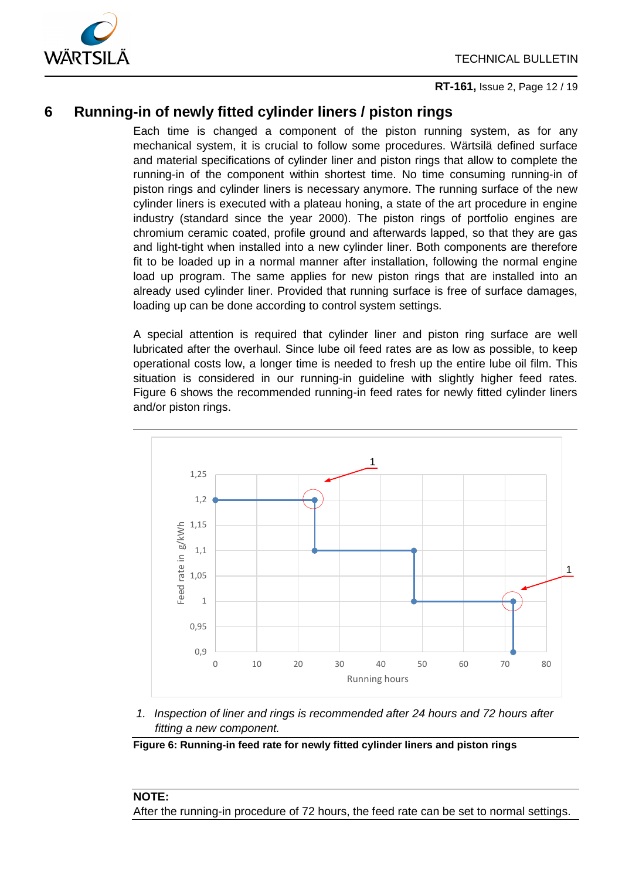# 6 Running-in of newly fitted cylinder liners / piston rings

Each time is changed a component of the piston running system, as for any mechanical system, it is crucial to follow some procedures. Wärtsilä defined surface and material specifications of cylinder liner and piston rings that allow to complete the running-in of the component within shortest time. No time consuming running-in of piston rings and cylinder liners is necessary anymore. The running surface of the new cylinder liners is executed with a plateau honing, a state of the art procedure in engine industry (standard since the year 2000). The piston rings of portfolio engines are chromium ceramic coated, profile ground and afterwards lapped, so that they are gas and light-tight when installed into a new cylinder liner. Both components are therefore fit to be loaded up in a normal manner after installation, following the normal engine load up program. The same applies for new piston rings that are installed into an already used cylinder liner. Provided that running surface is free of surface damages, loading up can be done according to control system settings.

A special attention is required that cylinder liner and piston ring surface are well lubricated after the overhaul. Since lube oil feed rates are as low as possible, to keep operational costs low, a longer time is needed to fresh up the entire lube oil film. This situation is considered in our running-in guideline with slightly higher feed rates. Figure 6 shows the recommended running-in feed rates for newly fitted cylinder liners and/or piston rings.

1. *Inspection of liner and rings is recommended after 24 hours and 72 hours after fitting a new component.*

**Figure 6: Running-in feed rate for newly fitted cylinder liners and piston rings**

**NOTE:**
After the running-in procedure of 72 hours, the feed rate can be set to normal settings.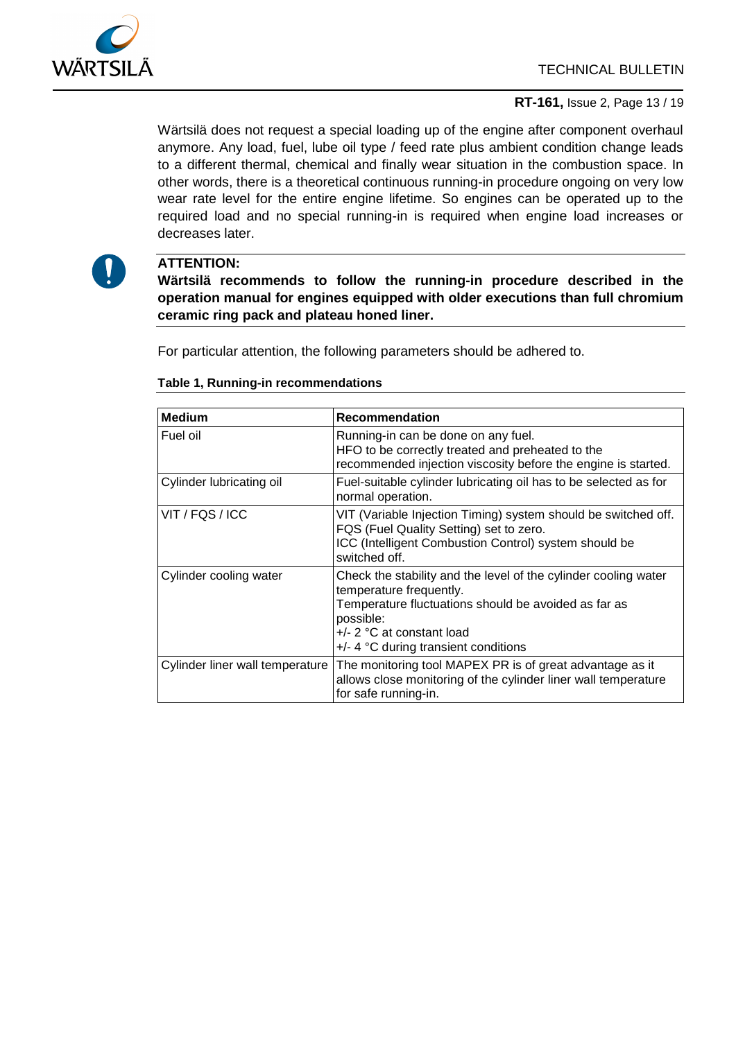Wärtsilä does not request a special loading up of the engine after component overhaul anymore. Any load, fuel, lube oil type / feed rate plus ambient condition change leads to a different thermal, chemical and finally wear situation in the combustion space. In other words, there is a theoretical continuous running-in procedure ongoing on very low wear rate level for the entire engine lifetime. So engines can be operated up to the required load and no special running-in is required when engine load increases or decreases later.

**ATTENTION:**
**Wärtsilä recommends to follow the running-in procedure described in the operation manual for engines equipped with older executions than full chromium ceramic ring pack and plateau honed liner.**

For particular attention, the following parameters should be adhered to.

**Table 1, Running-in recommendations**

| Medium | Recommendation |
|---|---|
| Fuel oil | Running-in can be done on any fuel.<br>HFO to be correctly treated and preheated to the recommended injection viscosity before the engine is started. |
| Cylinder lubricating oil | Fuel-suitable cylinder lubricating oil has to be selected as for normal operation. |
| VIT / FQS / ICC | VIT (Variable Injection Timing) system should be switched off.<br>FQS (Fuel Quality Setting) set to zero.<br>ICC (Intelligent Combustion Control) system should be switched off. |
| Cylinder cooling water | Check the stability and the level of the cylinder cooling water temperature frequently.<br>Temperature fluctuations should be avoided as far as possible:<br>+/- 2 °C at constant load<br>+/- 4 °C during transient conditions |
| Cylinder liner wall temperature | The monitoring tool MAPEX PR is of great advantage as it allows close monitoring of the cylinder liner wall temperature for safe running-in. |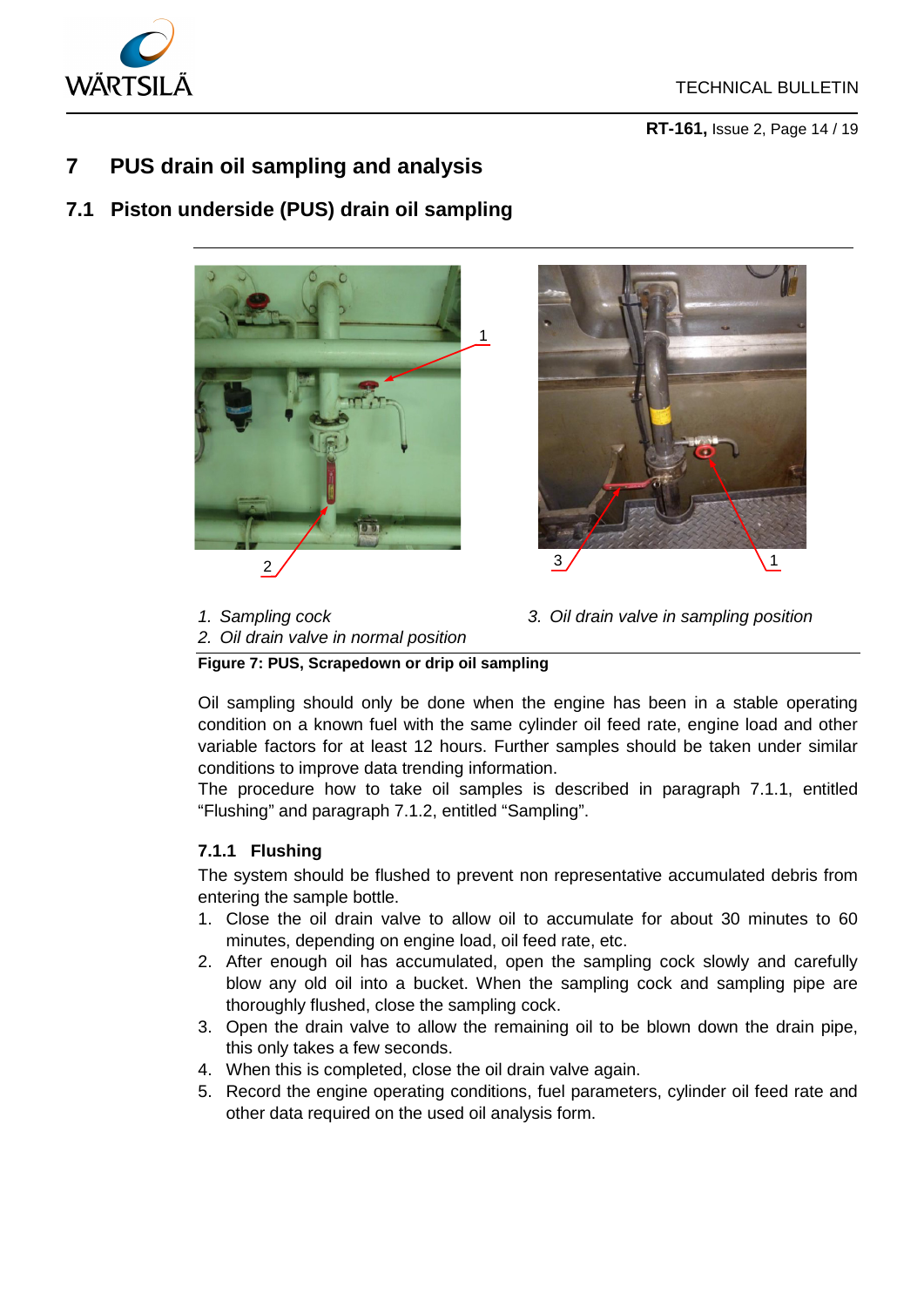# 7 PUS drain oil sampling and analysis

## 7.1 Piston underside (PUS) drain oil sampling

*1. Sampling cock*
*2. Oil drain valve in normal position*
*3. Oil drain valve in sampling position*

**Figure 7: PUS, Scrapedown or drip oil sampling**

Oil sampling should only be done when the engine has been in a stable operating condition on a known fuel with the same cylinder oil feed rate, engine load and other variable factors for at least 12 hours. Further samples should be taken under similar conditions to improve data trending information.
The procedure how to take oil samples is described in paragraph 7.1.1, entitled "Flushing" and paragraph 7.1.2, entitled "Sampling".

### 7.1.1 Flushing

The system should be flushed to prevent non representative accumulated debris from entering the sample bottle.

1. Close the oil drain valve to allow oil to accumulate for about 30 minutes to 60 minutes, depending on engine load, oil feed rate, etc.
2. After enough oil has accumulated, open the sampling cock slowly and carefully blow any old oil into a bucket. When the sampling cock and sampling pipe are thoroughly flushed, close the sampling cock.
3. Open the drain valve to allow the remaining oil to be blown down the drain pipe, this only takes a few seconds.
4. When this is completed, close the oil drain valve again.
5. Record the engine operating conditions, fuel parameters, cylinder oil feed rate and other data required on the used oil analysis form.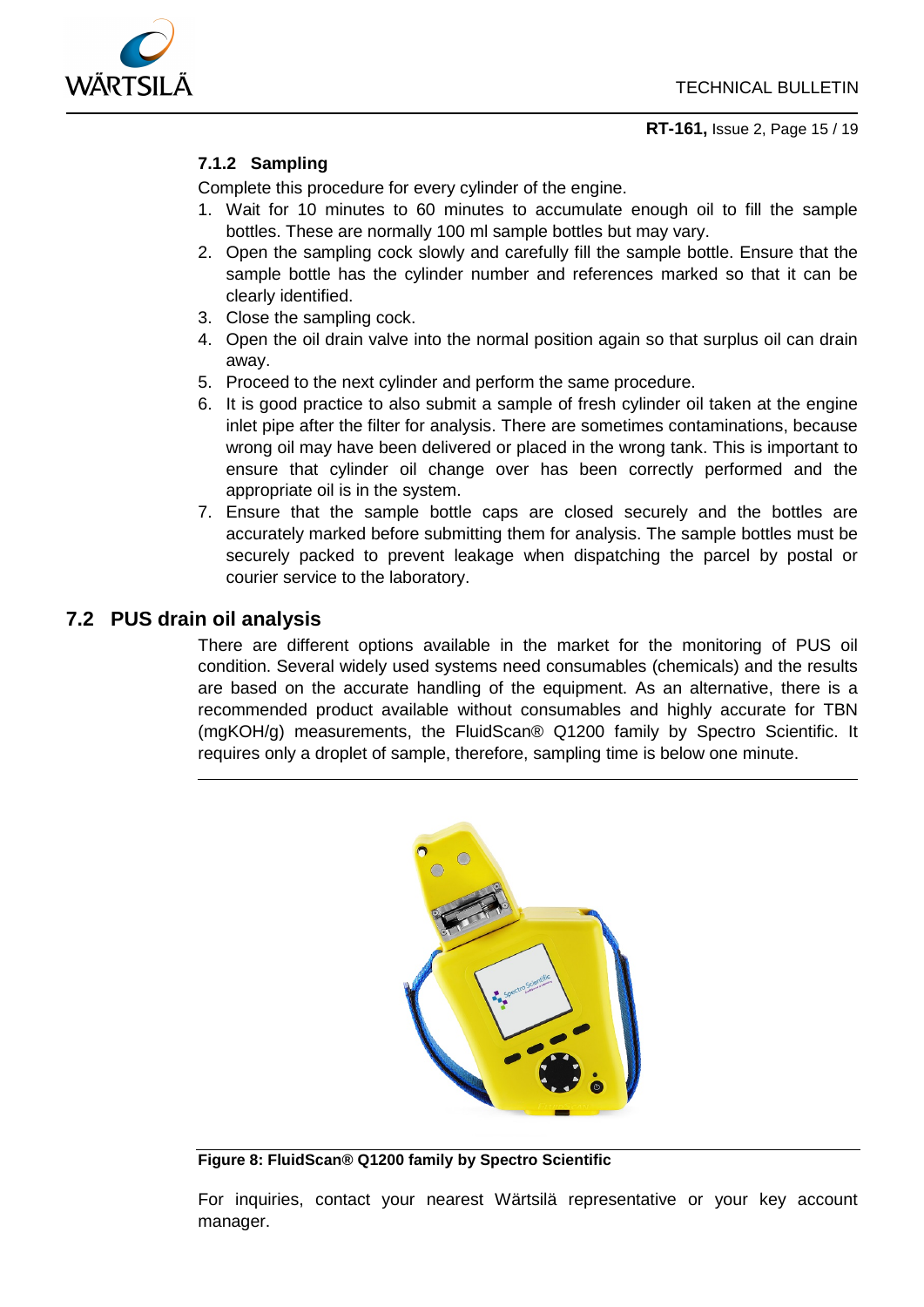#### 7.1.2 Sampling

Complete this procedure for every cylinder of the engine.

1. Wait for 10 minutes to 60 minutes to accumulate enough oil to fill the sample bottles. These are normally 100 ml sample bottles but may vary.
2. Open the sampling cock slowly and carefully fill the sample bottle. Ensure that the sample bottle has the cylinder number and references marked so that it can be clearly identified.
3. Close the sampling cock.
4. Open the oil drain valve into the normal position again so that surplus oil can drain away.
5. Proceed to the next cylinder and perform the same procedure.
6. It is good practice to also submit a sample of fresh cylinder oil taken at the engine inlet pipe after the filter for analysis. There are sometimes contaminations, because wrong oil may have been delivered or placed in the wrong tank. This is important to ensure that cylinder oil change over has been correctly performed and the appropriate oil is in the system.
7. Ensure that the sample bottle caps are closed securely and the bottles are accurately marked before submitting them for analysis. The sample bottles must be securely packed to prevent leakage when dispatching the parcel by postal or courier service to the laboratory.

## 7.2 PUS drain oil analysis

There are different options available in the market for the monitoring of PUS oil condition. Several widely used systems need consumables (chemicals) and the results are based on the accurate handling of the equipment. As an alternative, there is a recommended product available without consumables and highly accurate for TBN (mgKOH/g) measurements, the FluidScan® Q1200 family by Spectro Scientific. It requires only a droplet of sample, therefore, sampling time is below one minute.

**Figure 8: FluidScan® Q1200 family by Spectro Scientific**

For inquiries, contact your nearest Wärtsilä representative or your key account manager.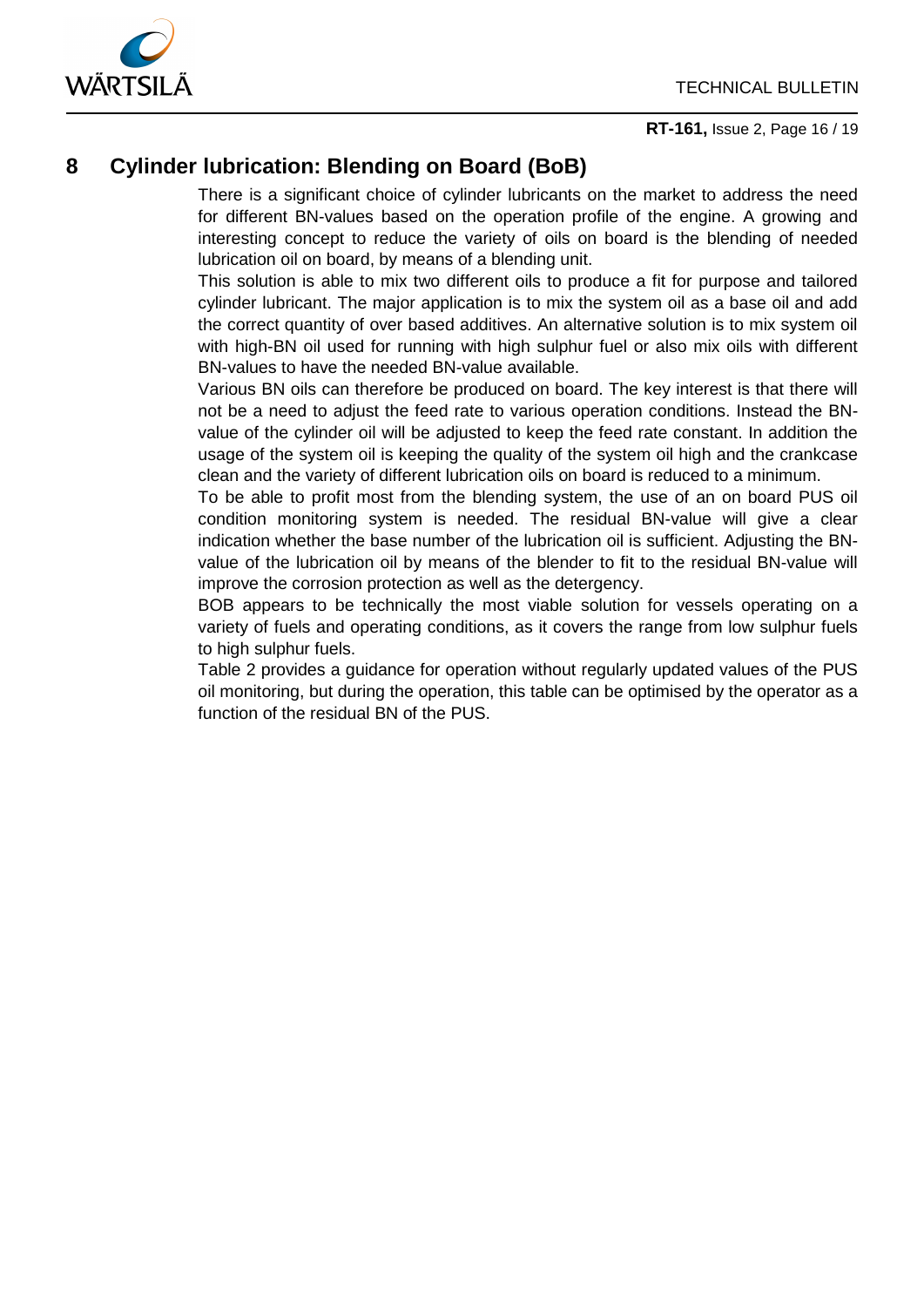# 8 Cylinder lubrication: Blending on Board (BoB)

There is a significant choice of cylinder lubricants on the market to address the need for different BN-values based on the operation profile of the engine. A growing and interesting concept to reduce the variety of oils on board is the blending of needed lubrication oil on board, by means of a blending unit.

This solution is able to mix two different oils to produce a fit for purpose and tailored cylinder lubricant. The major application is to mix the system oil as a base oil and add the correct quantity of over based additives. An alternative solution is to mix system oil with high-BN oil used for running with high sulphur fuel or also mix oils with different BN-values to have the needed BN-value available.

Various BN oils can therefore be produced on board. The key interest is that there will not be a need to adjust the feed rate to various operation conditions. Instead the BN-value of the cylinder oil will be adjusted to keep the feed rate constant. In addition the usage of the system oil is keeping the quality of the system oil high and the crankcase clean and the variety of different lubrication oils on board is reduced to a minimum.

To be able to profit most from the blending system, the use of an on board PUS oil condition monitoring system is needed. The residual BN-value will give a clear indication whether the base number of the lubrication oil is sufficient. Adjusting the BN-value of the lubrication oil by means of the blender to fit to the residual BN-value will improve the corrosion protection as well as the detergency.

BOB appears to be technically the most viable solution for vessels operating on a variety of fuels and operating conditions, as it covers the range from low sulphur fuels to high sulphur fuels.

Table 2 provides a guidance for operation without regularly updated values of the PUS oil monitoring, but during the operation, this table can be optimised by the operator as a function of the residual BN of the PUS.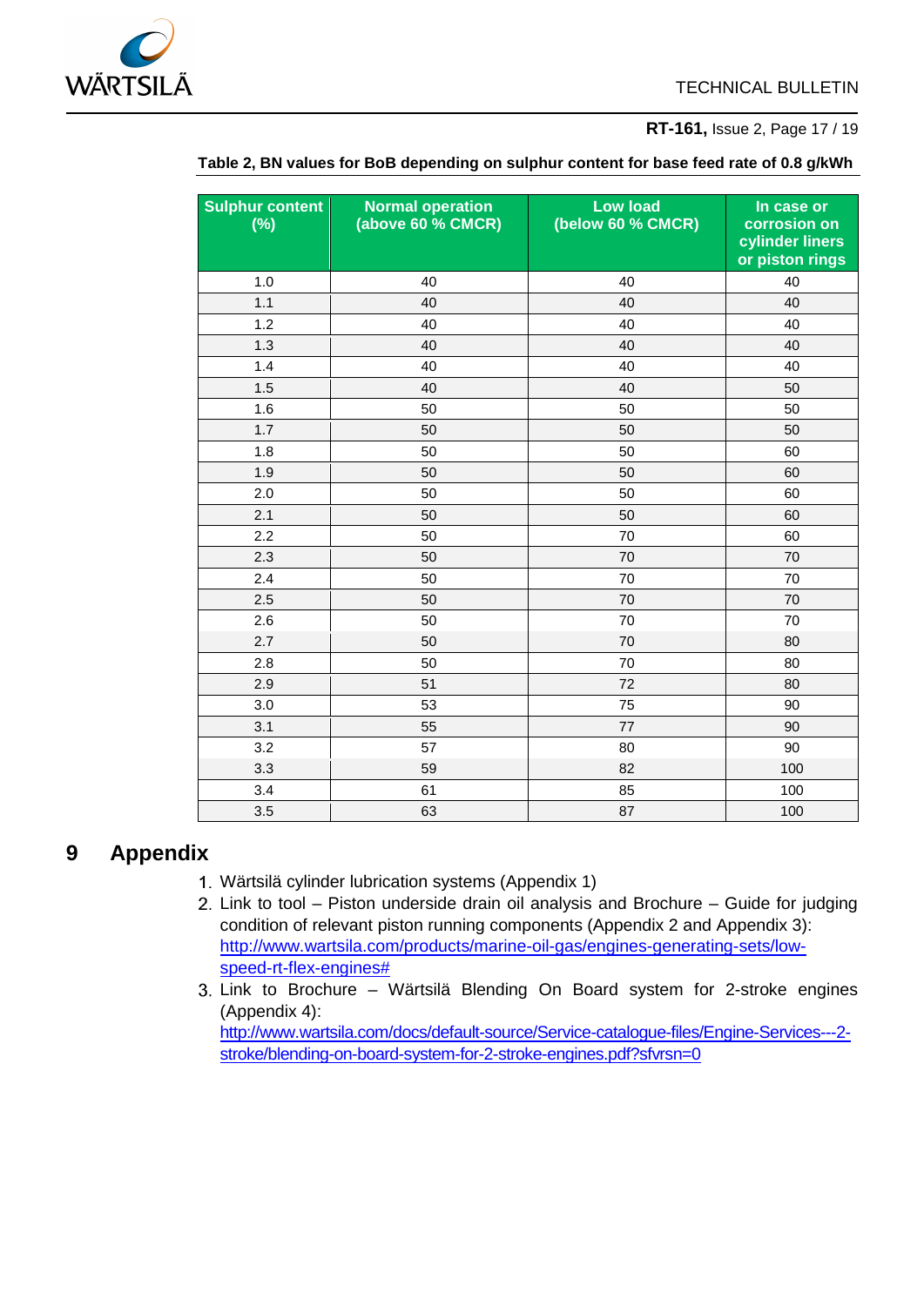**Table 2, BN values for BoB depending on sulphur content for base feed rate of 0.8 g/kWh**

| Sulphur content (%) | Normal operation (above 60 % CMCR) | Low load (below 60 % CMCR) | In case or corrosion on cylinder liners or piston rings |
|---|---|---|---|
| 1.0 | 40 | 40 | 40 |
| 1.1 | 40 | 40 | 40 |
| 1.2 | 40 | 40 | 40 |
| 1.3 | 40 | 40 | 40 |
| 1.4 | 40 | 40 | 40 |
| 1.5 | 40 | 40 | 50 |
| 1.6 | 50 | 50 | 50 |
| 1.7 | 50 | 50 | 50 |
| 1.8 | 50 | 50 | 60 |
| 1.9 | 50 | 50 | 60 |
| 2.0 | 50 | 50 | 60 |
| 2.1 | 50 | 50 | 60 |
| 2.2 | 50 | 70 | 60 |
| 2.3 | 50 | 70 | 70 |
| 2.4 | 50 | 70 | 70 |
| 2.5 | 50 | 70 | 70 |
| 2.6 | 50 | 70 | 70 |
| 2.7 | 50 | 70 | 80 |
| 2.8 | 50 | 70 | 80 |
| 2.9 | 51 | 72 | 80 |
| 3.0 | 53 | 75 | 90 |
| 3.1 | 55 | 77 | 90 |
| 3.2 | 57 | 80 | 90 |
| 3.3 | 59 | 82 | 100 |
| 3.4 | 61 | 85 | 100 |
| 3.5 | 63 | 87 | 100 |

# 9 Appendix

1. Wärtsilä cylinder lubrication systems (Appendix 1)
2. Link to tool – Piston underside drain oil analysis and Brochure – Guide for judging condition of relevant piston running components (Appendix 2 and Appendix 3): http://www.wartsila.com/products/marine-oil-gas/engines-generating-sets/low-speed-rt-flex-engines#
3. Link to Brochure – Wärtsilä Blending On Board system for 2-stroke engines (Appendix 4): http://www.wartsila.com/docs/default-source/Service-catalogue-files/Engine-Services---2-stroke/blending-on-board-system-for-2-stroke-engines.pdf?sfvrsn=0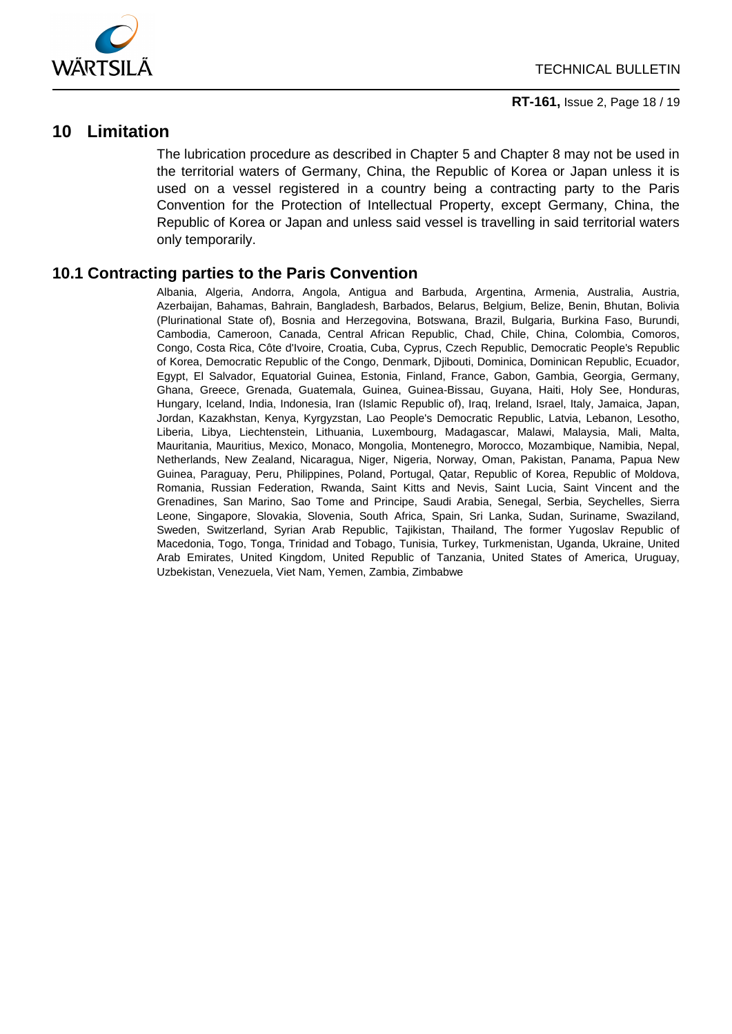## 10 Limitation

The lubrication procedure as described in Chapter 5 and Chapter 8 may not be used in the territorial waters of Germany, China, the Republic of Korea or Japan unless it is used on a vessel registered in a country being a contracting party to the Paris Convention for the Protection of Intellectual Property, except Germany, China, the Republic of Korea or Japan and unless said vessel is travelling in said territorial waters only temporarily.

## 10.1 Contracting parties to the Paris Convention

Albania, Algeria, Andorra, Angola, Antigua and Barbuda, Argentina, Armenia, Australia, Austria, Azerbaijan, Bahamas, Bahrain, Bangladesh, Barbados, Belarus, Belgium, Belize, Benin, Bhutan, Bolivia (Plurinational State of), Bosnia and Herzegovina, Botswana, Brazil, Bulgaria, Burkina Faso, Burundi, Cambodia, Cameroon, Canada, Central African Republic, Chad, Chile, China, Colombia, Comoros, Congo, Costa Rica, Côte d'Ivoire, Croatia, Cuba, Cyprus, Czech Republic, Democratic People's Republic of Korea, Democratic Republic of the Congo, Denmark, Djibouti, Dominica, Dominican Republic, Ecuador, Egypt, El Salvador, Equatorial Guinea, Estonia, Finland, France, Gabon, Gambia, Georgia, Germany, Ghana, Greece, Grenada, Guatemala, Guinea, Guinea-Bissau, Guyana, Haiti, Holy See, Honduras, Hungary, Iceland, India, Indonesia, Iran (Islamic Republic of), Iraq, Ireland, Israel, Italy, Jamaica, Japan, Jordan, Kazakhstan, Kenya, Kyrgyzstan, Lao People's Democratic Republic, Latvia, Lebanon, Lesotho, Liberia, Libya, Liechtenstein, Lithuania, Luxembourg, Madagascar, Malawi, Malaysia, Mali, Malta, Mauritania, Mauritius, Mexico, Monaco, Mongolia, Montenegro, Morocco, Mozambique, Namibia, Nepal, Netherlands, New Zealand, Nicaragua, Niger, Nigeria, Norway, Oman, Pakistan, Panama, Papua New Guinea, Paraguay, Peru, Philippines, Poland, Portugal, Qatar, Republic of Korea, Republic of Moldova, Romania, Russian Federation, Rwanda, Saint Kitts and Nevis, Saint Lucia, Saint Vincent and the Grenadines, San Marino, Sao Tome and Principe, Saudi Arabia, Senegal, Serbia, Seychelles, Sierra Leone, Singapore, Slovakia, Slovenia, South Africa, Spain, Sri Lanka, Sudan, Suriname, Swaziland, Sweden, Switzerland, Syrian Arab Republic, Tajikistan, Thailand, The former Yugoslav Republic of Macedonia, Togo, Tonga, Trinidad and Tobago, Tunisia, Turkey, Turkmenistan, Uganda, Ukraine, United Arab Emirates, United Kingdom, United Republic of Tanzania, United States of America, Uruguay, Uzbekistan, Venezuela, Viet Nam, Yemen, Zambia, Zimbabwe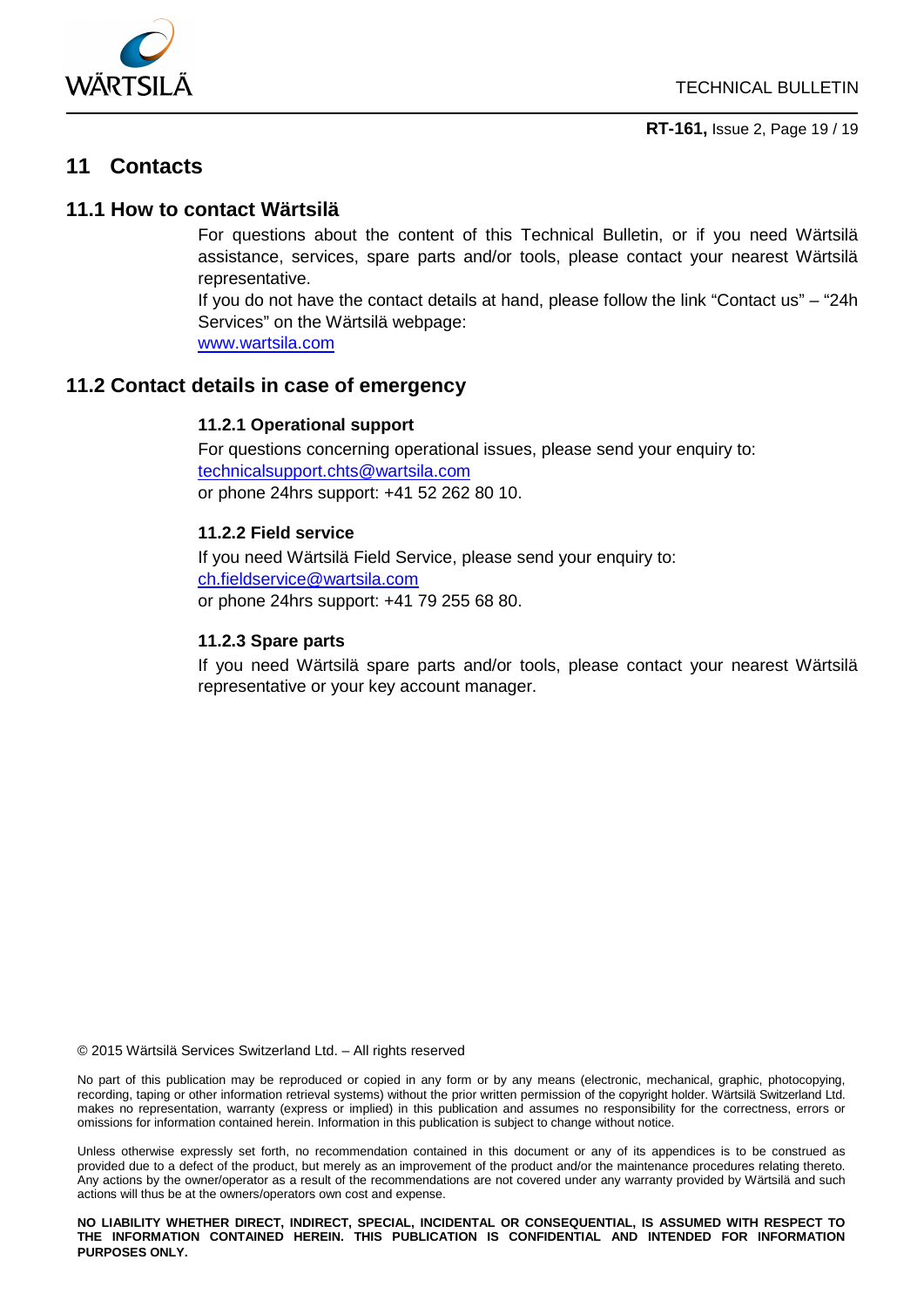# 11 Contacts

## 11.1 How to contact Wärtsilä

For questions about the content of this Technical Bulletin, or if you need Wärtsilä assistance, services, spare parts and/or tools, please contact your nearest Wärtsilä representative.

If you do not have the contact details at hand, please follow the link “Contact us” – “24h Services” on the Wärtsilä webpage:

www.wartsila.com

## 11.2 Contact details in case of emergency

### 11.2.1 Operational support

For questions concerning operational issues, please send your enquiry to:

technicalsupport.chts@wartsila.com

or phone 24hrs support: +41 52 262 80 10.

### 11.2.2 Field service

If you need Wärtsilä Field Service, please send your enquiry to:

ch.fieldservice@wartsila.com

or phone 24hrs support: +41 79 255 68 80.

### 11.2.3 Spare parts

If you need Wärtsilä spare parts and/or tools, please contact your nearest Wärtsilä representative or your key account manager.

© 2015 Wärtsilä Services Switzerland Ltd. – All rights reserved

No part of this publication may be reproduced or copied in any form or by any means (electronic, mechanical, graphic, photocopying, recording, taping or other information retrieval systems) without the prior written permission of the copyright holder. Wärtsilä Switzerland Ltd. makes no representation, warranty (express or implied) in this publication and assumes no responsibility for the correctness, errors or omissions for information contained herein. Information in this publication is subject to change without notice.

Unless otherwise expressly set forth, no recommendation contained in this document or any of its appendices is to be construed as provided due to a defect of the product, but merely as an improvement of the product and/or the maintenance procedures relating thereto. Any actions by the owner/operator as a result of the recommendations are not covered under any warranty provided by Wärtsilä and such actions will thus be at the owners/operators own cost and expense.

**NO LIABILITY WHETHER DIRECT, INDIRECT, SPECIAL, INCIDENTAL OR CONSEQUENTIAL, IS ASSUMED WITH RESPECT TO THE INFORMATION CONTAINED HEREIN. THIS PUBLICATION IS CONFIDENTIAL AND INTENDED FOR INFORMATION PURPOSES ONLY.**